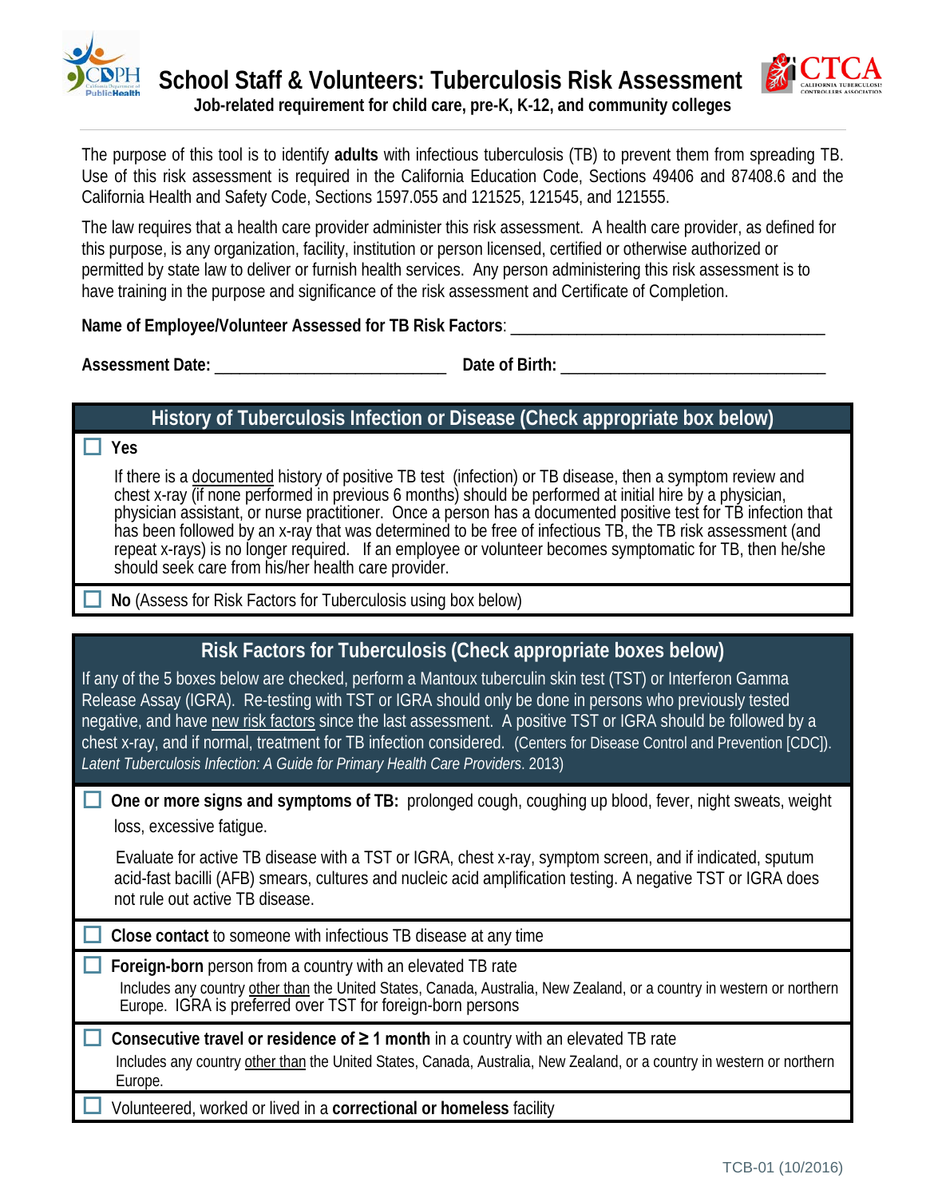# School Staff & Volunteers: Tuberculosis Risk Assessment

**Job-related requirement for child care, pre-K, K-12, and community colleges**

The purpose of this tool is to identify **adults** with infectious tuberculosis (TB) to prevent them from spreading TB. Use of this risk assessment is required in the California Education Code, Sections 49406 and 87408.6 and the California Health and Safety Code, Sections 1597.055 and 121525, 121545, and 121555.

The law requires that a health care provider administer this risk assessment. A health care provider, as defined for this purpose, is any organization, facility, institution or person licensed, certified or otherwise authorized or permitted by state law to deliver or furnish health services. Any person administering this risk assessment is to have training in the purpose and significance of the risk assessment and Certificate of Completion.

**Name of Employee/Volunteer Assessed for TB Risk Factors**: ______________________________________

**Assessment Date:** ___________________________ **Date of Birth:** _______________________________

## History of Tuberculosis Infection or Disease (Check appropriate box below)

☐ **Yes**

If there is a documented history of positive TB test (infection) or TB disease, then a symptom review and chest x-ray (if none performed in previous 6 months) should be performed at initial hire by a physician, physician assistant, or nurse practitioner. Once a person has a documented positive test for TB infection that has been followed by an x-ray that was determined to be free of infectious TB, the TB risk assessment (and repeat x-rays) is no longer required. If an employee or volunteer becomes symptomatic for TB, then he/she should seek care from his/her health care provider.

☐ **No** (Assess for Risk Factors for Tuberculosis using box below)

## Risk Factors for Tuberculosis (Check appropriate boxes below)

If any of the 5 boxes below are checked, perform a Mantoux tuberculin skin test (TST) or Interferon Gamma Release Assay (IGRA). Re-testing with TST or IGRA should only be done in persons who previously tested negative, and have new risk factors since the last assessment. A positive TST or IGRA should be followed by a chest x-ray, and if normal, treatment for TB infection considered. (Centers for Disease Control and Prevention [CDC]). *Latent Tuberculosis Infection: A Guide for Primary Health Care Providers*. 2013)

☐ **One or more signs and symptoms of TB:** prolonged cough, coughing up blood, fever, night sweats, weight loss, excessive fatigue.

Evaluate for active TB disease with a TST or IGRA, chest x-ray, symptom screen, and if indicated, sputum acid-fast bacilli (AFB) smears, cultures and nucleic acid amplification testing. A negative TST or IGRA does not rule out active TB disease.

☐ **Close contact** to someone with infectious TB disease at any time

☐ **Foreign-born** person from a country with an elevated TB rate

Includes any country other than the United States, Canada, Australia, New Zealand, or a country in western or northern Europe. IGRA is preferred over TST for foreign-born persons

☐ **Consecutive travel or residence of ≥ 1 month** in a country with an elevated TB rate

Includes any country other than the United States, Canada, Australia, New Zealand, or a country in western or northern Europe.

☐ Volunteered, worked or lived in a **correctional or homeless** facility

TCB-01 (10/2016)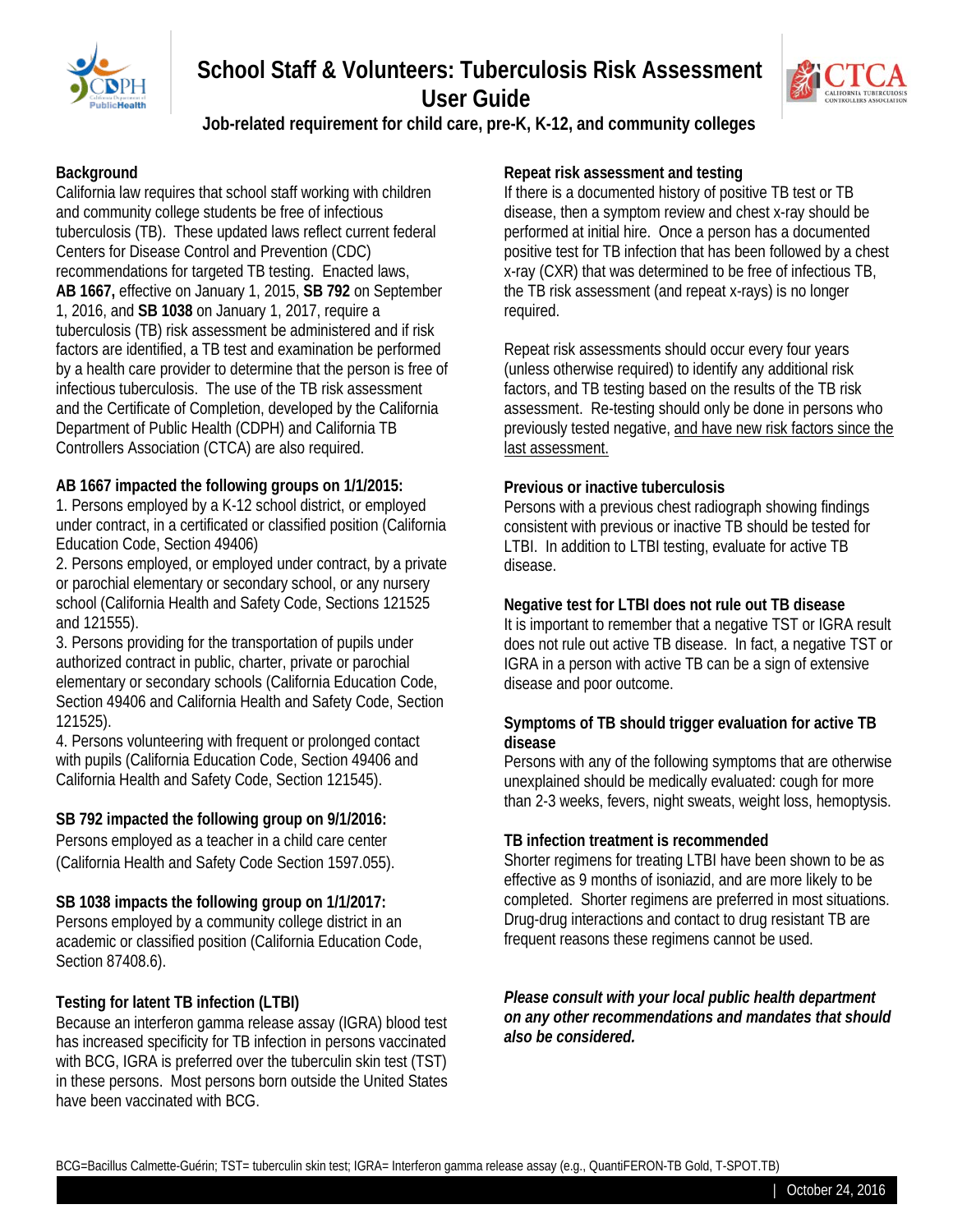# School Staff & Volunteers: Tuberculosis Risk Assessment User Guide

**Job-related requirement for child care, pre-K, K-12, and community colleges**

## Background

California law requires that school staff working with children and community college students be free of infectious tuberculosis (TB). These updated laws reflect current federal Centers for Disease Control and Prevention (CDC) recommendations for targeted TB testing. Enacted laws, **AB 1667,** effective on January 1, 2015, **SB 792** on September 1, 2016, and **SB 1038** on January 1, 2017, require a tuberculosis (TB) risk assessment be administered and if risk factors are identified, a TB test and examination be performed by a health care provider to determine that the person is free of infectious tuberculosis. The use of the TB risk assessment and the Certificate of Completion, developed by the California Department of Public Health (CDPH) and California TB Controllers Association (CTCA) are also required.

## AB 1667 impacted the following groups on 1/1/2015:

1. Persons employed by a K-12 school district, or employed under contract, in a certificated or classified position (California Education Code, Section 49406)
2. Persons employed, or employed under contract, by a private or parochial elementary or secondary school, or any nursery school (California Health and Safety Code, Sections 121525 and 121555).
3. Persons providing for the transportation of pupils under authorized contract in public, charter, private or parochial elementary or secondary schools (California Education Code, Section 49406 and California Health and Safety Code, Section 121525).
4. Persons volunteering with frequent or prolonged contact with pupils (California Education Code, Section 49406 and California Health and Safety Code, Section 121545).

## SB 792 impacted the following group on 9/1/2016:

Persons employed as a teacher in a child care center (California Health and Safety Code Section 1597.055).

## SB 1038 impacts the following group on 1/1/2017:

Persons employed by a community college district in an academic or classified position (California Education Code, Section 87408.6).

## Testing for latent TB infection (LTBI)

Because an interferon gamma release assay (IGRA) blood test has increased specificity for TB infection in persons vaccinated with BCG, IGRA is preferred over the tuberculin skin test (TST) in these persons. Most persons born outside the United States have been vaccinated with BCG.

## Repeat risk assessment and testing

If there is a documented history of positive TB test or TB disease, then a symptom review and chest x-ray should be performed at initial hire. Once a person has a documented positive test for TB infection that has been followed by a chest x-ray (CXR) that was determined to be free of infectious TB, the TB risk assessment (and repeat x-rays) is no longer required.

Repeat risk assessments should occur every four years (unless otherwise required) to identify any additional risk factors, and TB testing based on the results of the TB risk assessment. Re-testing should only be done in persons who previously tested negative, <u>and have new risk factors since the last assessment.</u>

## Previous or inactive tuberculosis

Persons with a previous chest radiograph showing findings consistent with previous or inactive TB should be tested for LTBI. In addition to LTBI testing, evaluate for active TB disease.

## Negative test for LTBI does not rule out TB disease

It is important to remember that a negative TST or IGRA result does not rule out active TB disease. In fact, a negative TST or IGRA in a person with active TB can be a sign of extensive disease and poor outcome.

## Symptoms of TB should trigger evaluation for active TB disease

Persons with any of the following symptoms that are otherwise unexplained should be medically evaluated: cough for more than 2-3 weeks, fevers, night sweats, weight loss, hemoptysis.

## TB infection treatment is recommended

Shorter regimens for treating LTBI have been shown to be as effective as 9 months of isoniazid, and are more likely to be completed. Shorter regimens are preferred in most situations. Drug-drug interactions and contact to drug resistant TB are frequent reasons these regimens cannot be used.

***Please consult with your local public health department on any other recommendations and mandates that should also be considered.***

BCG=Bacillus Calmette-Guérin; TST= tuberculin skin test; IGRA= Interferon gamma release assay (e.g., QuantiFERON-TB Gold, T-SPOT.TB)

October 24, 2016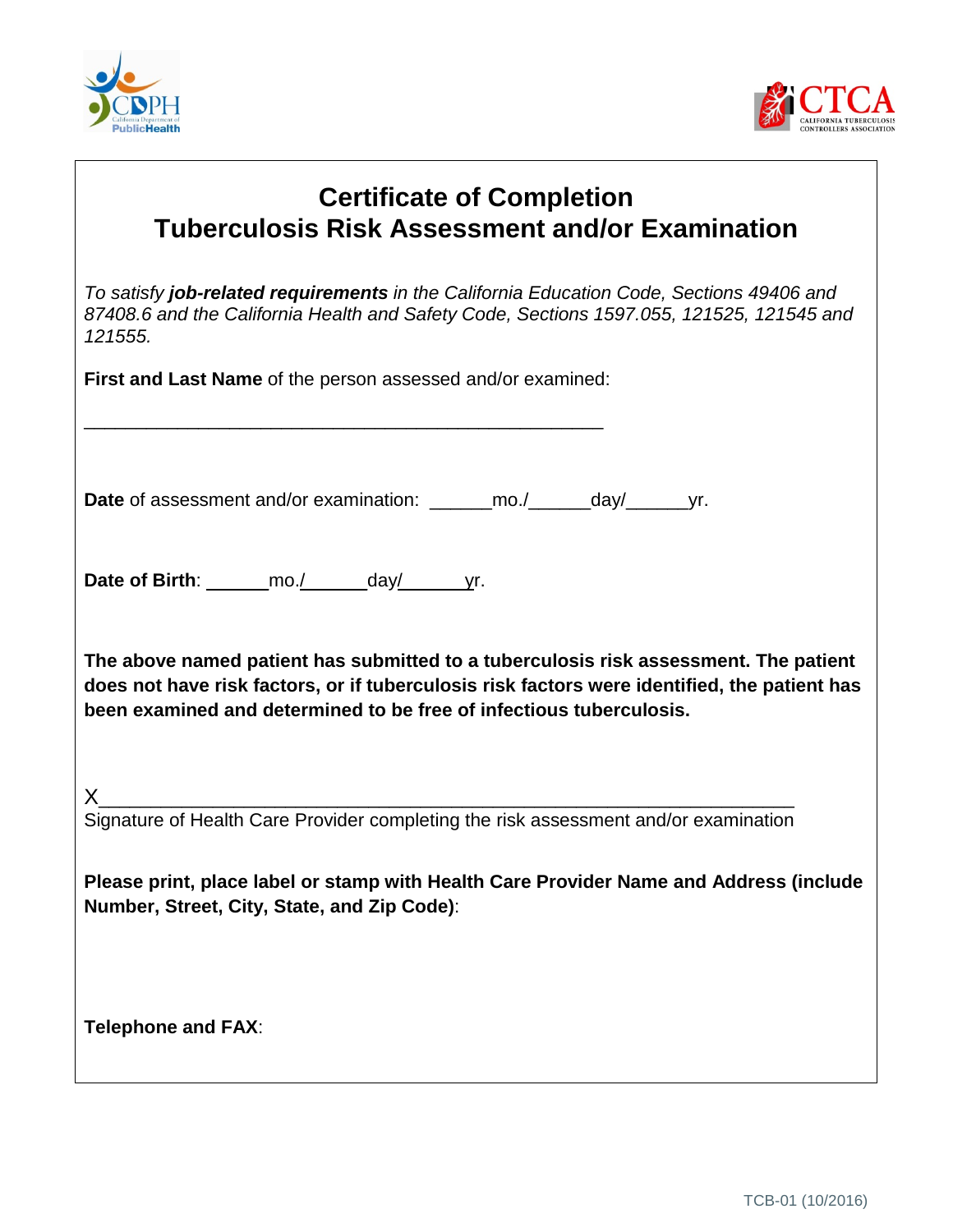# Certificate of Completion
# Tuberculosis Risk Assessment and/or Examination

*To satisfy **job-related requirements** in the California Education Code, Sections 49406 and 87408.6 and the California Health and Safety Code, Sections 1597.055, 121525, 121545 and 121555.*

**First and Last Name** of the person assessed and/or examined:

______________________________________________________

**Date** of assessment and/or examination: ______mo./______day/______yr.

**Date of Birth**: ______mo./______day/______yr.

**The above named patient has submitted to a tuberculosis risk assessment. The patient does not have risk factors, or if tuberculosis risk factors were identified, the patient has been examined and determined to be free of infectious tuberculosis.**

X_________________________________________________________________________

Signature of Health Care Provider completing the risk assessment and/or examination

**Please print, place label or stamp with Health Care Provider Name and Address (include Number, Street, City, State, and Zip Code)**:

**Telephone and FAX**:

TCB-01 (10/2016)